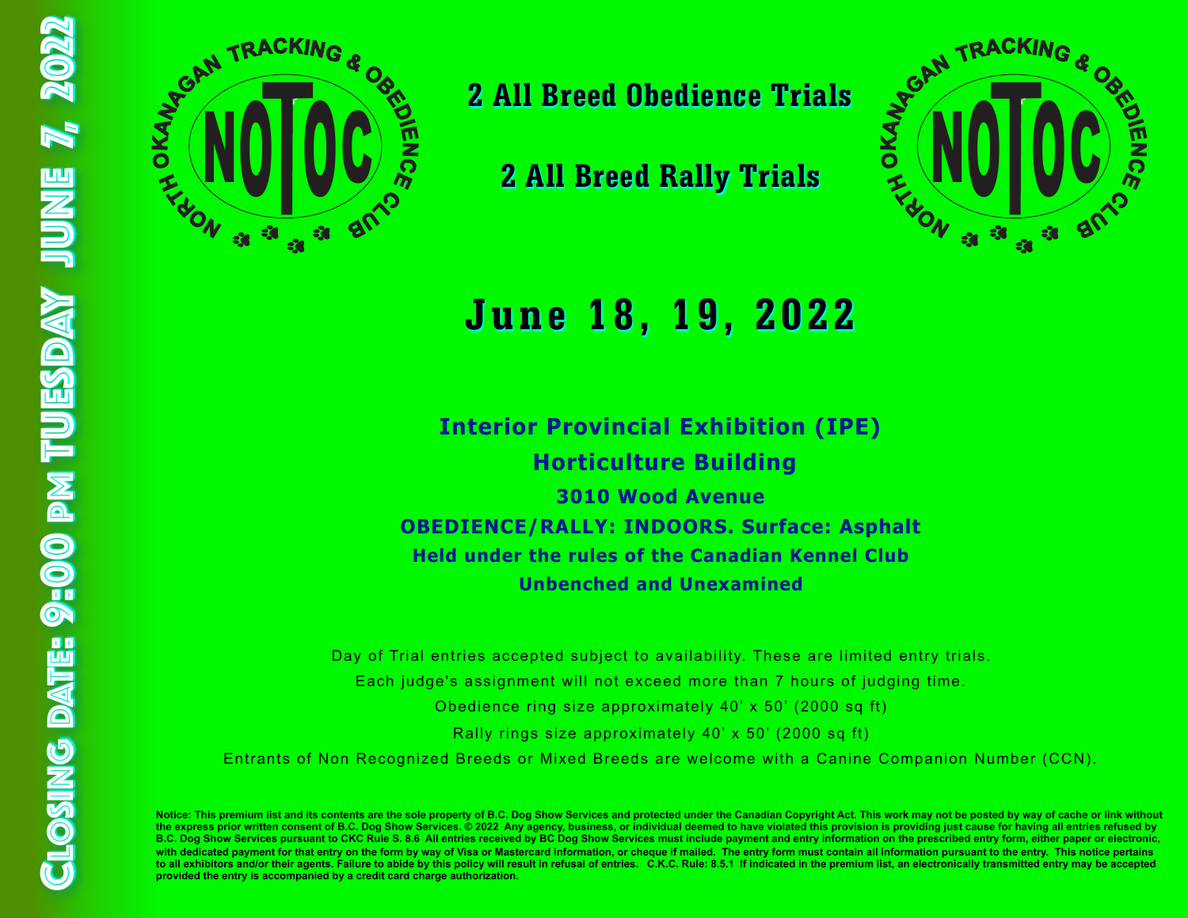Closing Date: 9:00 PM Tuesday June 7, 2022

NORTH OKANAGAN TRACKING & OBEDIENCE CLUB

NOTOC

# 2 All Breed Obedience Trials

# 2 All Breed Rally Trials

# June 18, 19, 2022

## Interior Provincial Exhibition (IPE)

## Horticulture Building

### 3010 Wood Avenue

### OBEDIENCE/RALLY: INDOORS. Surface: Asphalt

**Held under the rules of the Canadian Kennel Club**

**Unbenched and Unexamined**

Day of Trial entries accepted subject to availability. These are limited entry trials.

Each judge's assignment will not exceed more than 7 hours of judging time.

Obedience ring size approximately 40' x 50' (2000 sq ft)

Rally rings size approximately 40' x 50' (2000 sq ft)

Entrants of Non Recognized Breeds or Mixed Breeds are welcome with a Canine Companion Number (CCN).

**Notice: This premium list and its contents are the sole property of B.C. Dog Show Services and protected under the Canadian Copyright Act. This work may not be posted by way of cache or link without the express prior written consent of B.C. Dog Show Services. © 2022 Any agency, business, or individual deemed to have violated this provision is providing just cause for having all entries refused by B.C. Dog Show Services pursuant to CKC Rule S. 8.6 All entries received by BC Dog Show Services must include payment and entry information on the prescribed entry form, either paper or electronic, with dedicated payment for that entry on the form by way of Visa or Mastercard information, or cheque if mailed. The entry form must contain all information pursuant to the entry. This notice pertains to all exhibitors and/or their agents. Failure to abide by this policy will result in refusal of entries. C.K.C. Rule: 8.5.1 If indicated in the premium list, an electronically transmitted entry may be accepted provided the entry is accompanied by a credit card charge authorization.**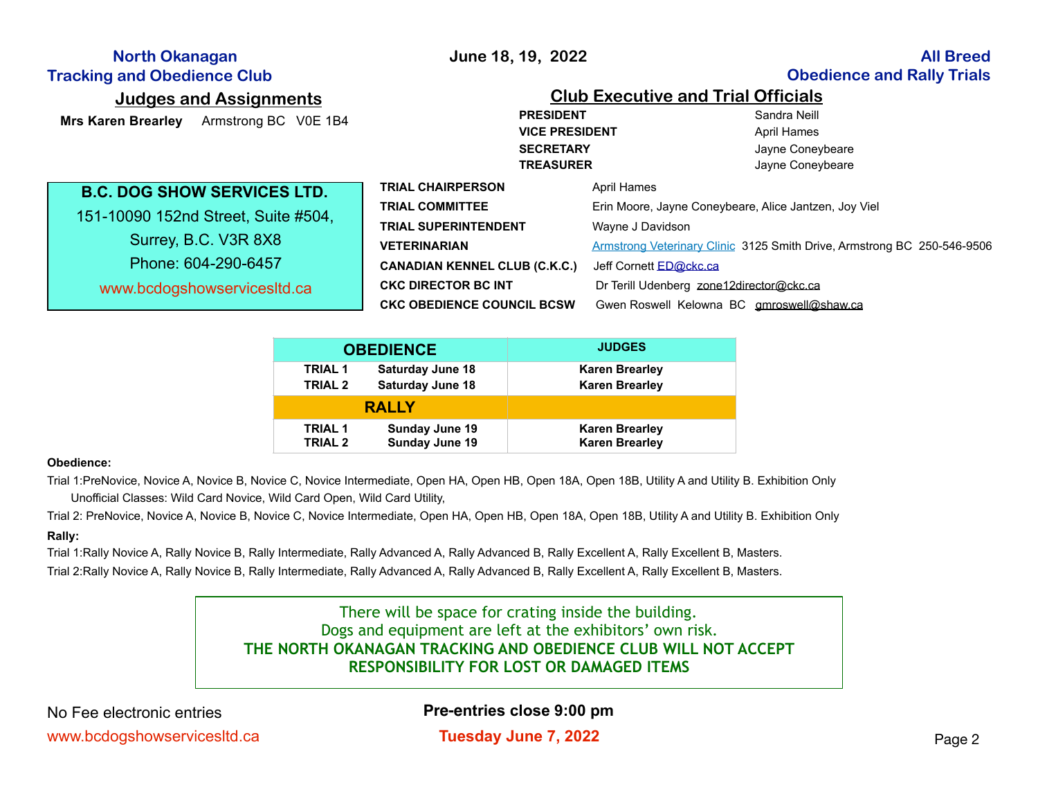**North Okanagan Tracking and Obedience Club**

**June 18, 19, 2022**

**All Breed Obedience and Rally Trials**

## Judges and Assignments

**Mrs Karen Brearley** Armstrong BC V0E 1B4

## Club Executive and Trial Officials

| | |
|---|---|
| **PRESIDENT** | Sandra Neill |
| **VICE PRESIDENT** | April Hames |
| **SECRETARY** | Jayne Coneybeare |
| **TREASURER** | Jayne Coneybeare |
| **TRIAL CHAIRPERSON** | April Hames |
| **TRIAL COMMITTEE** | Erin Moore, Jayne Coneybeare, Alice Jantzen, Joy Viel |
| **TRIAL SUPERINTENDENT** | Wayne J Davidson |
| **VETERINARIAN** | Armstrong Veterinary Clinic 3125 Smith Drive, Armstrong BC 250-546-9506 |
| **CANADIAN KENNEL CLUB (C.K.C.)** | Jeff Cornett ED@ckc.ca |
| **CKC DIRECTOR BC INT** | Dr Terill Udenberg zone12director@ckc.ca |
| **CKC OBEDIENCE COUNCIL BCSW** | Gwen Roswell Kelowna BC gmroswell@shaw.ca |

**B.C. DOG SHOW SERVICES LTD.**
151-10090 152nd Street, Suite #504,
Surrey, B.C. V3R 8X8
Phone: 604-290-6457
www.bcdogshowservicesltd.ca

| **OBEDIENCE** | | **JUDGES** |
|---|---|---|
| **TRIAL 1** | **Saturday June 18** | **Karen Brearley** |
| **TRIAL 2** | **Saturday June 18** | **Karen Brearley** |
| **RALLY** | | |
| **TRIAL 1** | **Sunday June 19** | **Karen Brearley** |
| **TRIAL 2** | **Sunday June 19** | **Karen Brearley** |

**Obedience:**

Trial 1:PreNovice, Novice A, Novice B, Novice C, Novice Intermediate, Open HA, Open HB, Open 18A, Open 18B, Utility A and Utility B. Exhibition Only
Unofficial Classes: Wild Card Novice, Wild Card Open, Wild Card Utility,

Trial 2: PreNovice, Novice A, Novice B, Novice C, Novice Intermediate, Open HA, Open HB, Open 18A, Open 18B, Utility A and Utility B. Exhibition Only

**Rally:**

Trial 1:Rally Novice A, Rally Novice B, Rally Intermediate, Rally Advanced A, Rally Advanced B, Rally Excellent A, Rally Excellent B, Masters.

Trial 2:Rally Novice A, Rally Novice B, Rally Intermediate, Rally Advanced A, Rally Advanced B, Rally Excellent A, Rally Excellent B, Masters.

There will be space for crating inside the building.
Dogs and equipment are left at the exhibitors' own risk.
**THE NORTH OKANAGAN TRACKING AND OBEDIENCE CLUB WILL NOT ACCEPT RESPONSIBILITY FOR LOST OR DAMAGED ITEMS**

No Fee electronic entries
www.bcdogshowservicesltd.ca

**Pre-entries close 9:00 pm**
**Tuesday June 7, 2022**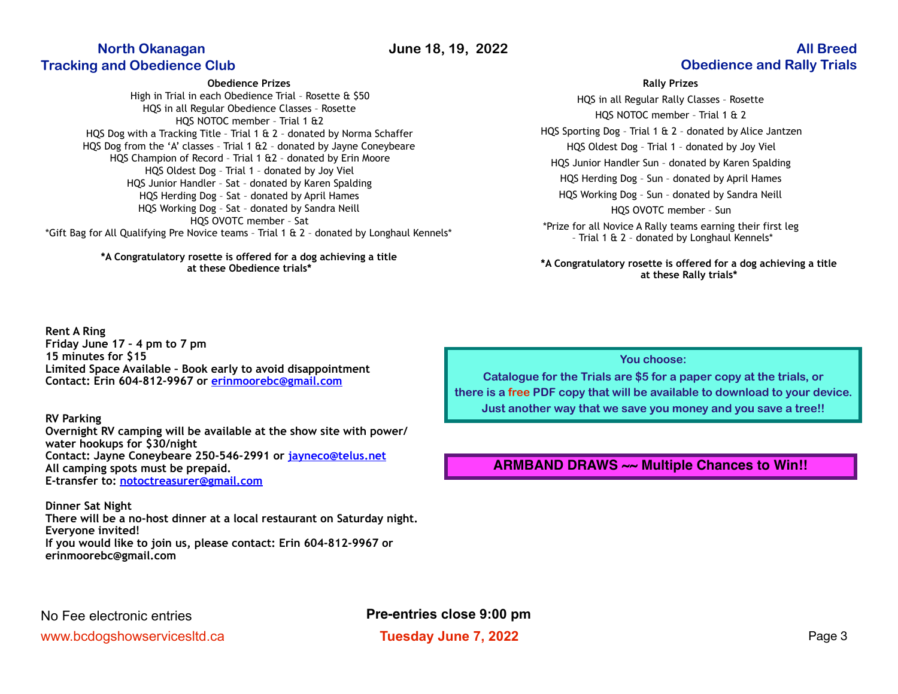**North Okanagan Tracking and Obedience Club** — **June 18, 19, 2022** — **All Breed Obedience and Rally Trials**

## Obedience Prizes

High in Trial in each Obedience Trial - Rosette & $50
HQS in all Regular Obedience Classes - Rosette
HQS NOTOC member - Trial 1 &2
HQS Dog with a Tracking Title - Trial 1 & 2 - donated by Norma Schaffer
HQS Dog from the 'A' classes - Trial 1 &2 - donated by Jayne Coneybeare
HQS Champion of Record - Trial 1 &2 - donated by Erin Moore
HQS Oldest Dog - Trial 1 - donated by Joy Viel
HQS Junior Handler - Sat - donated by Karen Spalding
HQS Herding Dog - Sat - donated by April Hames
HQS Working Dog - Sat - donated by Sandra Neill
HQS OVOTC member - Sat
*Gift Bag for All Qualifying Pre Novice teams - Trial 1 & 2 - donated by Longhaul Kennels*

**\*A Congratulatory rosette is offered for a dog achieving a title at these Obedience trials\***

## Rally Prizes

HQS in all Regular Rally Classes - Rosette
HQS NOTOC member - Trial 1 & 2
HQS Sporting Dog - Trial 1 & 2 - donated by Alice Jantzen
HQS Oldest Dog - Trial 1 - donated by Joy Viel
HQS Junior Handler Sun - donated by Karen Spalding
HQS Herding Dog - Sun - donated by April Hames
HQS Working Dog - Sun - donated by Sandra Neill
HQS OVOTC member - Sun
*Prize for all Novice A Rally teams earning their first leg - Trial 1 & 2 - donated by Longhaul Kennels*

**\*A Congratulatory rosette is offered for a dog achieving a title at these Rally trials\***

**Rent A Ring**
**Friday June 17 - 4 pm to 7 pm**
**15 minutes for $15**
**Limited Space Available - Book early to avoid disappointment**
**Contact: Erin 604-812-9967 or erinmoorebc@gmail.com**

**RV Parking**
**Overnight RV camping will be available at the show site with power/ water hookups for $30/night**
**Contact: Jayne Coneybeare 250-546-2991 or jayneco@telus.net**
**All camping spots must be prepaid.**
**E-transfer to: notoctreasurer@gmail.com**

**Dinner Sat Night**
**There will be a no-host dinner at a local restaurant on Saturday night. Everyone invited!**
**If you would like to join us, please contact: Erin 604-812-9967 or erinmoorebc@gmail.com**

**You choose:**
**Catalogue for the Trials are $5 for a paper copy at the trials, or there is a free PDF copy that will be available to download to your device. Just another way that we save you money and you save a tree!!**

**ARMBAND DRAWS ~~ Multiple Chances to Win!!**

No Fee electronic entries
www.bcdogshowservicesltd.ca

**Pre-entries close 9:00 pm**
**Tuesday June 7, 2022**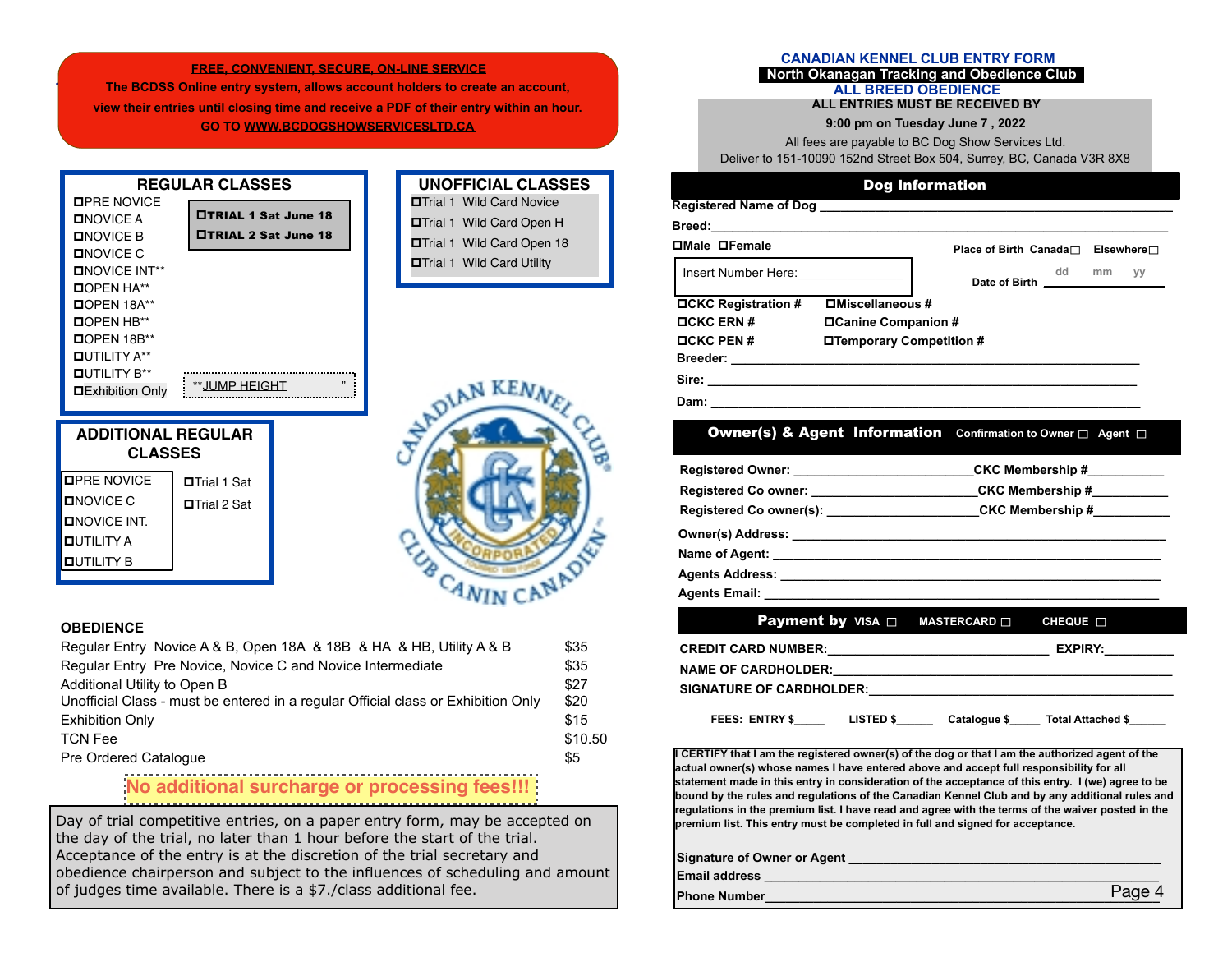**FREE, CONVENIENT, SECURE, ON-LINE SERVICE**

**The BCDSS Online entry system, allows account holders to create an account, view their entries until closing time and receive a PDF of their entry within an hour.**

**GO TO WWW.BCDOGSHOWSERVICESLTD.CA**

## REGULAR CLASSES

- ☐PRE NOVICE
- ☐NOVICE A
- ☐NOVICE B
- ☐NOVICE C
- ☐NOVICE INT**
- ☐OPEN HA**
- ☐OPEN 18A**
- ☐OPEN HB**
- ☐OPEN 18B**
- ☐UTILITY A**
- ☐UTILITY B**
- ☐Exhibition Only

**☐TRIAL 1 Sat June 18**
**☐TRIAL 2 Sat June 18**

**JUMP HEIGHT ____"

## UNOFFICIAL CLASSES

- ☐Trial 1 Wild Card Novice
- ☐Trial 1 Wild Card Open H
- ☐Trial 1 Wild Card Open 18
- ☐Trial 1 Wild Card Utility

## ADDITIONAL REGULAR CLASSES

- ☐PRE NOVICE
- ☐NOVICE C
- ☐NOVICE INT.
- ☐UTILITY A
- ☐UTILITY B

☐Trial 1 Sat
☐Trial 2 Sat

## OBEDIENCE

| | |
|---|---|
| Regular Entry Novice A & B, Open 18A & 18B & HA & HB, Utility A & B | $35 |
| Regular Entry Pre Novice, Novice C and Novice Intermediate | $35 |
| Additional Utility to Open B | $27 |
| Unofficial Class - must be entered in a regular Official class or Exhibition Only | $20 |
| Exhibition Only | $15 |
| TCN Fee | $10.50 |
| Pre Ordered Catalogue | $5 |

**No additional surcharge or processing fees!!!**

Day of trial competitive entries, on a paper entry form, may be accepted on the day of the trial, no later than 1 hour before the start of the trial. Acceptance of the entry is at the discretion of the trial secretary and obedience chairperson and subject to the influences of scheduling and amount of judges time available. There is a $7./class additional fee.

# CANADIAN KENNEL CLUB ENTRY FORM

**North Okanagan Tracking and Obedience Club**

**ALL BREED OBEDIENCE**

**ALL ENTRIES MUST BE RECEIVED BY**

**9:00 pm on Tuesday June 7 , 2022**

All fees are payable to BC Dog Show Services Ltd.

Deliver to 151-10090 152nd Street Box 504, Surrey, BC, Canada V3R 8X8

## Dog Information

**Registered Name of Dog** ______________________________

**Breed:** ______________________________

**☐Male ☐Female** **Place of Birth Canada☐ Elsewhere☐**

Insert Number Here: ____________ **Date of Birth** dd mm yy

- **☐CKC Registration #** **☐Miscellaneous #**
- **☐CKC ERN #** **☐Canine Companion #**
- **☐CKC PEN #** **☐Temporary Competition #**

**Breeder:** ______________________________

**Sire:** ______________________________

**Dam:** ______________________________

## Owner(s) & Agent Information

**Confirmation to Owner ☐ Agent ☐**

**Registered Owner:** ____________ **CKC Membership #** ________

**Registered Co owner:** ____________ **CKC Membership #** ________

**Registered Co owner(s):** ____________ **CKC Membership #** ________

**Owner(s) Address:** ______________________________

**Name of Agent:** ______________________________

**Agents Address:** ______________________________

**Agents Email:** ______________________________

## Payment by VISA ☐ MASTERCARD ☐ CHEQUE ☐

**CREDIT CARD NUMBER:** ____________ **EXPIRY:** ________

**NAME OF CARDHOLDER:** ______________________________

**SIGNATURE OF CARDHOLDER:** ______________________________

**FEES: ENTRY $_____ LISTED $_____ Catalogue $_____ Total Attached $_____**

**I CERTIFY that I am the registered owner(s) of the dog or that I am the authorized agent of the actual owner(s) whose names I have entered above and accept full responsibility for all statement made in this entry in consideration of the acceptance of this entry. I (we) agree to be bound by the rules and regulations of the Canadian Kennel Club and by any additional rules and regulations in the premium list. I have read and agree with the terms of the waiver posted in the premium list. This entry must be completed in full and signed for acceptance.**

**Signature of Owner or Agent** ______________________________

**Email address** ______________________________

**Phone Number** ______________________________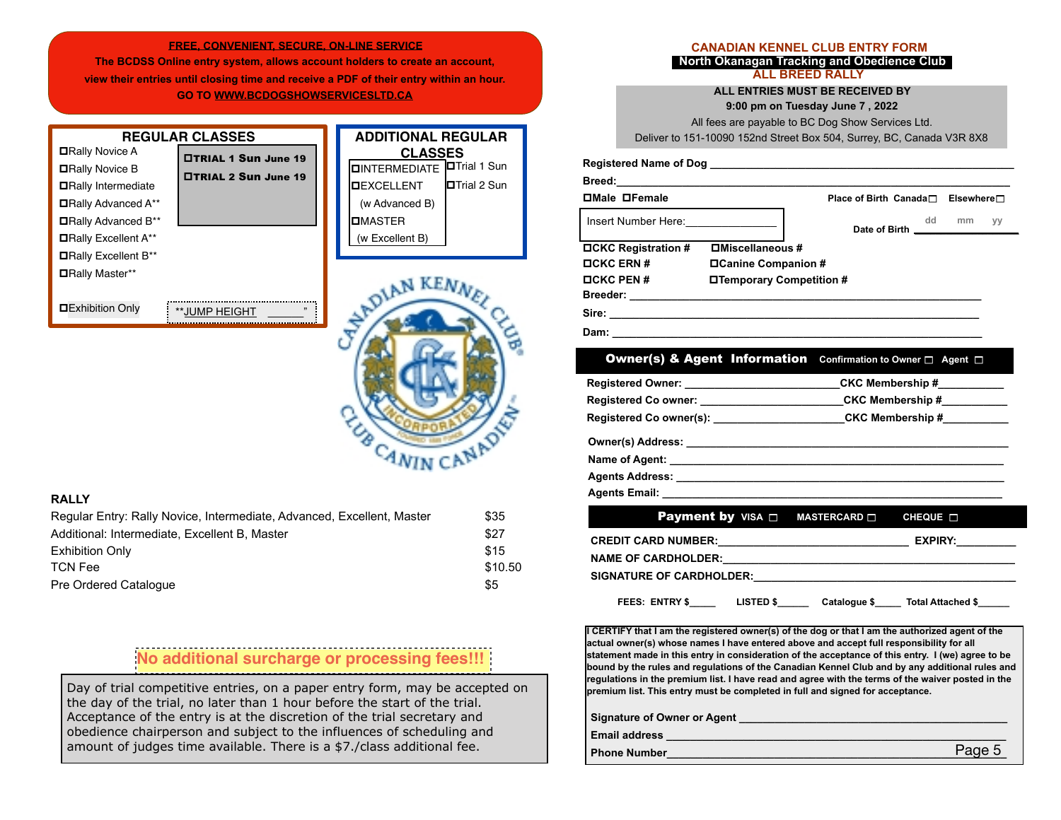**FREE, CONVENIENT, SECURE, ON-LINE SERVICE**

**The BCDSS Online entry system, allows account holders to create an account, view their entries until closing time and receive a PDF of their entry within an hour.**

**GO TO WWW.BCDOGSHOWSERVICESLTD.CA**

## REGULAR CLASSES

- ☐Rally Novice A
- ☐Rally Novice B
- ☐Rally Intermediate
- ☐Rally Advanced A**
- ☐Rally Advanced B**
- ☐Rally Excellent A**
- ☐Rally Excellent B**
- ☐Rally Master**

**☐TRIAL 1 Sun June 19**

**☐TRIAL 2 Sun June 19**

☐Exhibition Only

**JUMP HEIGHT _______"

## ADDITIONAL REGULAR CLASSES

- ☐INTERMEDIATE
- ☐EXCELLENT (w Advanced B)
- ☐MASTER (w Excellent B)

☐Trial 1 Sun

☐Trial 2 Sun

## RALLY

| | |
|---|---|
| Regular Entry: Rally Novice, Intermediate, Advanced, Excellent, Master | $35 |
| Additional: Intermediate, Excellent B, Master | $27 |
| Exhibition Only | $15 |
| TCN Fee | $10.50 |
| Pre Ordered Catalogue | $5 |

**No additional surcharge or processing fees!!!**

Day of trial competitive entries, on a paper entry form, may be accepted on the day of the trial, no later than 1 hour before the start of the trial. Acceptance of the entry is at the discretion of the trial secretary and obedience chairperson and subject to the influences of scheduling and amount of judges time available. There is a $7./class additional fee.

## CANADIAN KENNEL CLUB ENTRY FORM

**North Okanagan Tracking and Obedience Club**

**ALL BREED RALLY**

**ALL ENTRIES MUST BE RECEIVED BY**
**9:00 pm on Tuesday June 7 , 2022**

All fees are payable to BC Dog Show Services Ltd.

Deliver to 151-10090 152nd Street Box 504, Surrey, BC, Canada V3R 8X8

**Registered Name of Dog** ______________________________

**Breed:**______________________________

**☐Male ☐Female** Place of Birth Canada☐ Elsewhere☐

Insert Number Here:_______________ Date of Birth dd mm yy

**☐CKC Registration #** **☐Miscellaneous #**

**☐CKC ERN #** **☐Canine Companion #**

**☐CKC PEN #** **☐Temporary Competition #**

**Breeder:** ______________________________

**Sire:** ______________________________

**Dam:** ______________________________

### Owner(s) & Agent Information

Confirmation to Owner ☐ Agent ☐

**Registered Owner:** ____________________**CKC Membership #**__________

**Registered Co owner:** ____________________**CKC Membership #**__________

**Registered Co owner(s):** ____________________**CKC Membership #**__________

**Owner(s) Address:** ______________________________

**Name of Agent:** ______________________________

**Agents Address:** ______________________________

**Agents Email:** ______________________________

### Payment by VISA ☐ MASTERCARD ☐ CHEQUE ☐

**CREDIT CARD NUMBER:**______________________________ **EXPIRY:**__________

**NAME OF CARDHOLDER:**______________________________

**SIGNATURE OF CARDHOLDER:**______________________________

**FEES: ENTRY $_____ LISTED $______ Catalogue $_____ Total Attached $______**

**I CERTIFY that I am the registered owner(s) of the dog or that I am the authorized agent of the actual owner(s) whose names I have entered above and accept full responsibility for all statement made in this entry in consideration of the acceptance of this entry. I (we) agree to be bound by the rules and regulations of the Canadian Kennel Club and by any additional rules and regulations in the premium list. I have read and agree with the terms of the waiver posted in the premium list. This entry must be completed in full and signed for acceptance.**

**Signature of Owner or Agent** ______________________________

**Email address** ______________________________

**Phone Number**______________________________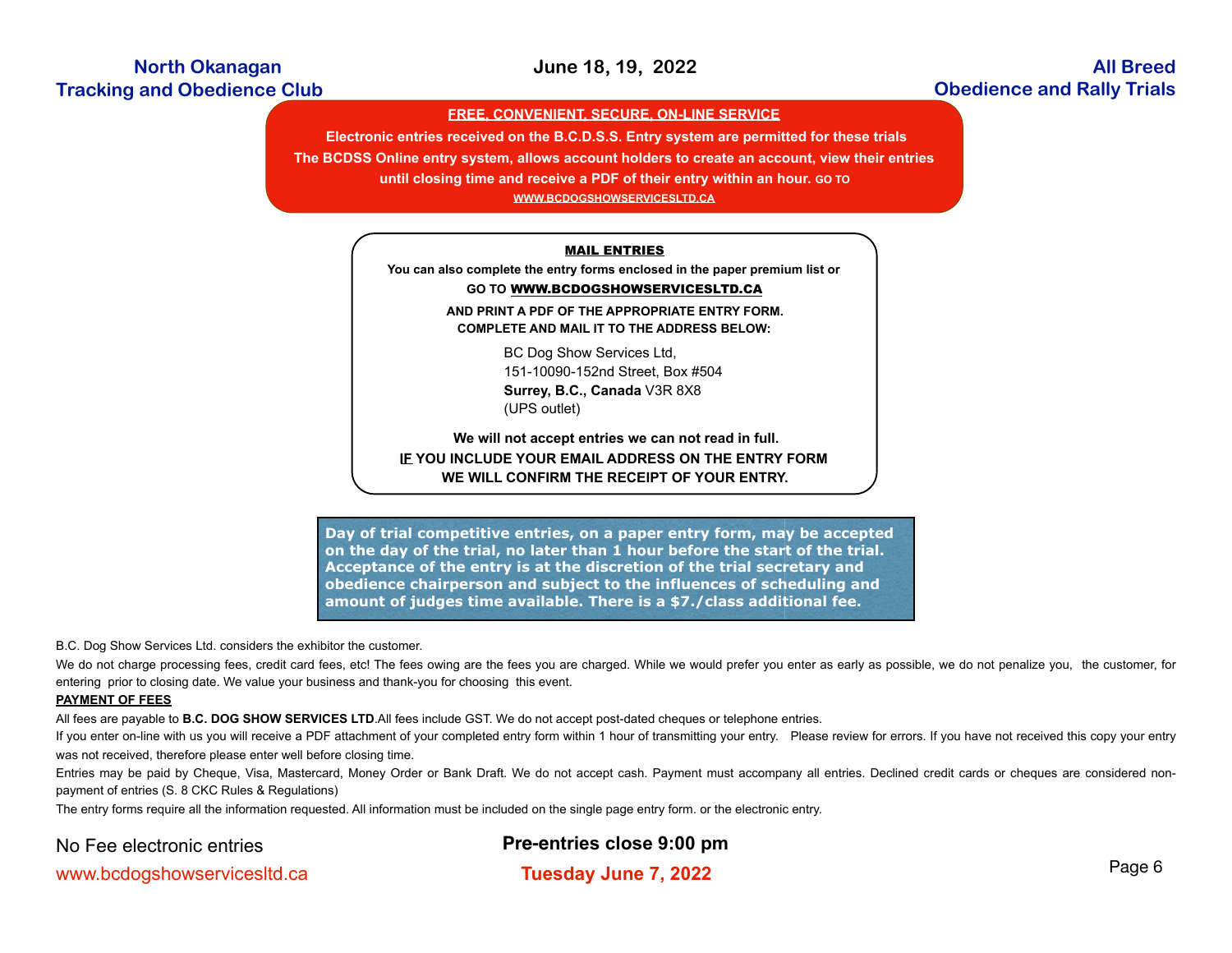**FREE, CONVENIENT, SECURE, ON-LINE SERVICE**

**Electronic entries received on the B.C.D.S.S. Entry system are permitted for these trials**
**The BCDSS Online entry system, allows account holders to create an account, view their entries until closing time and receive a PDF of their entry within an hour. GO TO WWW.BCDOGSHOWSERVICESLTD.CA**

**MAIL ENTRIES**

**You can also complete the entry forms enclosed in the paper premium list or GO TO WWW.BCDOGSHOWSERVICESLTD.CA**

**AND PRINT A PDF OF THE APPROPRIATE ENTRY FORM.**
**COMPLETE AND MAIL IT TO THE ADDRESS BELOW:**

BC Dog Show Services Ltd,
151-10090-152nd Street, Box #504
**Surrey, B.C., Canada** V3R 8X8
(UPS outlet)

**We will not accept entries we can not read in full.**
**IF YOU INCLUDE YOUR EMAIL ADDRESS ON THE ENTRY FORM WE WILL CONFIRM THE RECEIPT OF YOUR ENTRY.**

**Day of trial competitive entries, on a paper entry form, may be accepted on the day of the trial, no later than 1 hour before the start of the trial. Acceptance of the entry is at the discretion of the trial secretary and obedience chairperson and subject to the influences of scheduling and amount of judges time available. There is a $7./class additional fee.**

B.C. Dog Show Services Ltd. considers the exhibitor the customer.

We do not charge processing fees, credit card fees, etc! The fees owing are the fees you are charged. While we would prefer you enter as early as possible, we do not penalize you, the customer, for entering prior to closing date. We value your business and thank-you for choosing this event.

**PAYMENT OF FEES**

All fees are payable to **B.C. DOG SHOW SERVICES LTD**.All fees include GST. We do not accept post-dated cheques or telephone entries.

If you enter on-line with us you will receive a PDF attachment of your completed entry form within 1 hour of transmitting your entry. Please review for errors. If you have not received this copy your entry was not received, therefore please enter well before closing time.

Entries may be paid by Cheque, Visa, Mastercard, Money Order or Bank Draft. We do not accept cash. Payment must accompany all entries. Declined credit cards or cheques are considered non-payment of entries (S. 8 CKC Rules & Regulations)

The entry forms require all the information requested. All information must be included on the single page entry form. or the electronic entry.

No Fee electronic entries
www.bcdogshowservicesltd.ca

**Pre-entries close 9:00 pm**
**Tuesday June 7, 2022**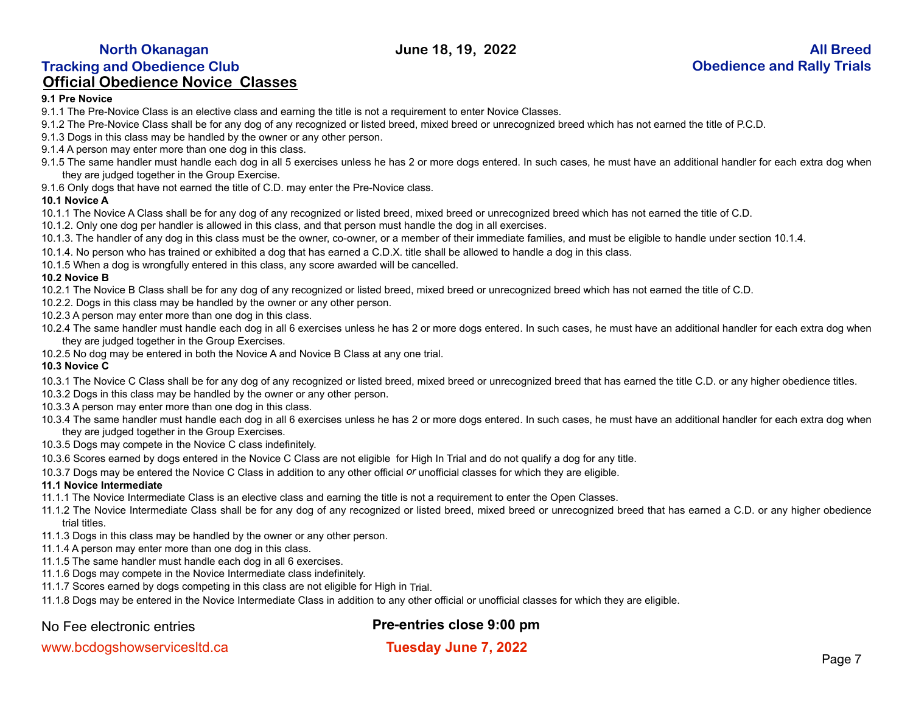## Official Obedience Novice Classes

**9.1 Pre Novice**

9.1.1 The Pre-Novice Class is an elective class and earning the title is not a requirement to enter Novice Classes.

9.1.2 The Pre-Novice Class shall be for any dog of any recognized or listed breed, mixed breed or unrecognized breed which has not earned the title of P.C.D.

9.1.3 Dogs in this class may be handled by the owner or any other person.

9.1.4 A person may enter more than one dog in this class.

9.1.5 The same handler must handle each dog in all 5 exercises unless he has 2 or more dogs entered. In such cases, he must have an additional handler for each extra dog when they are judged together in the Group Exercise.

9.1.6 Only dogs that have not earned the title of C.D. may enter the Pre-Novice class.

**10.1 Novice A**

10.1.1 The Novice A Class shall be for any dog of any recognized or listed breed, mixed breed or unrecognized breed which has not earned the title of C.D.

10.1.2. Only one dog per handler is allowed in this class, and that person must handle the dog in all exercises.

10.1.3. The handler of any dog in this class must be the owner, co-owner, or a member of their immediate families, and must be eligible to handle under section 10.1.4.

10.1.4. No person who has trained or exhibited a dog that has earned a C.D.X. title shall be allowed to handle a dog in this class.

10.1.5 When a dog is wrongfully entered in this class, any score awarded will be cancelled.

**10.2 Novice B**

10.2.1 The Novice B Class shall be for any dog of any recognized or listed breed, mixed breed or unrecognized breed which has not earned the title of C.D.

10.2.2. Dogs in this class may be handled by the owner or any other person.

10.2.3 A person may enter more than one dog in this class.

10.2.4 The same handler must handle each dog in all 6 exercises unless he has 2 or more dogs entered. In such cases, he must have an additional handler for each extra dog when they are judged together in the Group Exercises.

10.2.5 No dog may be entered in both the Novice A and Novice B Class at any one trial.

**10.3 Novice C**

10.3.1 The Novice C Class shall be for any dog of any recognized or listed breed, mixed breed or unrecognized breed that has earned the title C.D. or any higher obedience titles.

10.3.2 Dogs in this class may be handled by the owner or any other person.

10.3.3 A person may enter more than one dog in this class.

10.3.4 The same handler must handle each dog in all 6 exercises unless he has 2 or more dogs entered. In such cases, he must have an additional handler for each extra dog when they are judged together in the Group Exercises.

10.3.5 Dogs may compete in the Novice C class indefinitely.

10.3.6 Scores earned by dogs entered in the Novice C Class are not eligible for High In Trial and do not qualify a dog for any title.

10.3.7 Dogs may be entered the Novice C Class in addition to any other official or unofficial classes for which they are eligible.

**11.1 Novice Intermediate**

11.1.1 The Novice Intermediate Class is an elective class and earning the title is not a requirement to enter the Open Classes.

11.1.2 The Novice Intermediate Class shall be for any dog of any recognized or listed breed, mixed breed or unrecognized breed that has earned a C.D. or any higher obedience trial titles.

11.1.3 Dogs in this class may be handled by the owner or any other person.

11.1.4 A person may enter more than one dog in this class.

11.1.5 The same handler must handle each dog in all 6 exercises.

11.1.6 Dogs may compete in the Novice Intermediate class indefinitely.

11.1.7 Scores earned by dogs competing in this class are not eligible for High in Trial.

11.1.8 Dogs may be entered in the Novice Intermediate Class in addition to any other official or unofficial classes for which they are eligible.

No Fee electronic entries

www.bcdogshowservicesltd.ca

**Pre-entries close 9:00 pm**

**Tuesday June 7, 2022**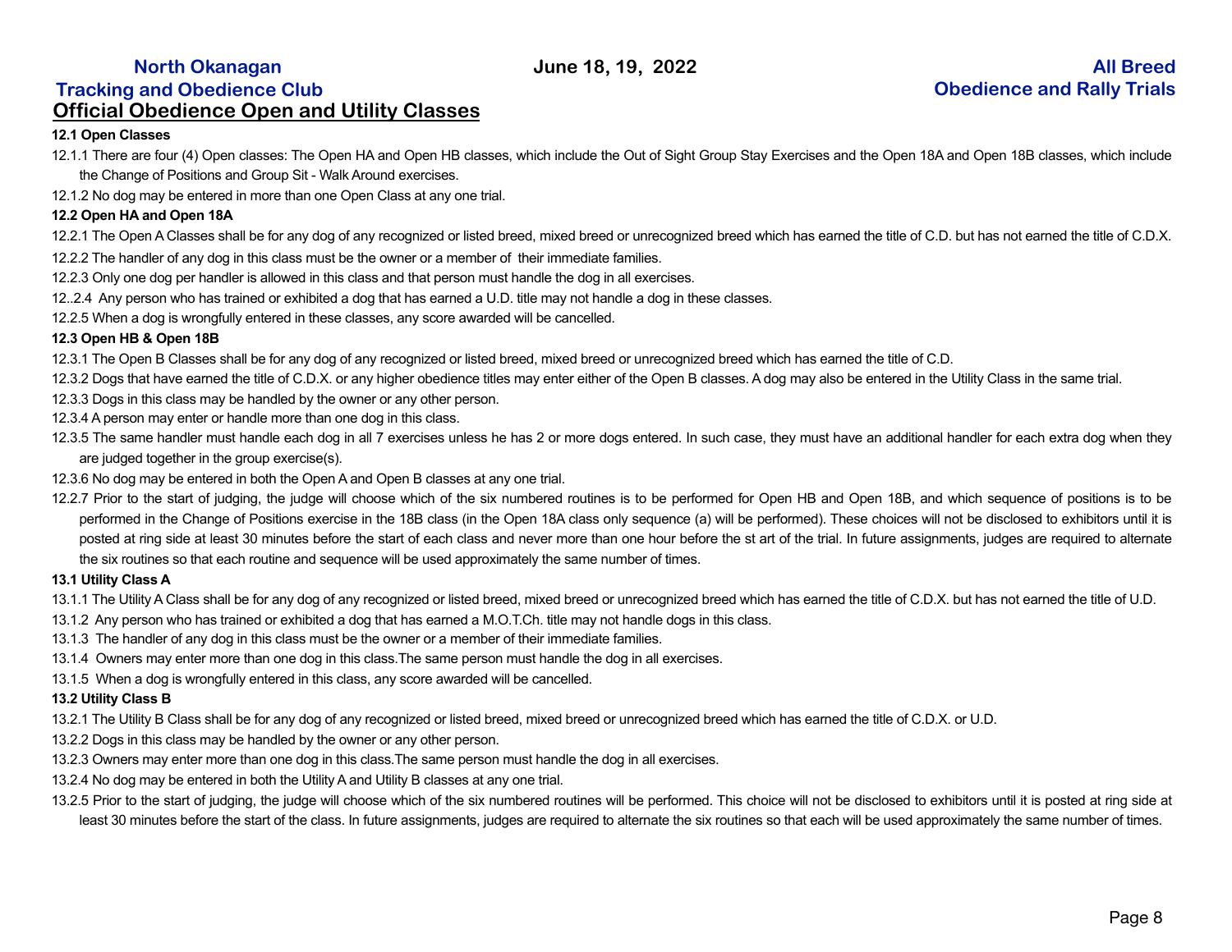## Official Obedience Open and Utility Classes

**12.1 Open Classes**

12.1.1 There are four (4) Open classes: The Open HA and Open HB classes, which include the Out of Sight Group Stay Exercises and the Open 18A and Open 18B classes, which include the Change of Positions and Group Sit - Walk Around exercises.

12.1.2 No dog may be entered in more than one Open Class at any one trial.

**12.2 Open HA and Open 18A**

12.2.1 The Open A Classes shall be for any dog of any recognized or listed breed, mixed breed or unrecognized breed which has earned the title of C.D. but has not earned the title of C.D.X.

12.2.2 The handler of any dog in this class must be the owner or a member of their immediate families.

12.2.3 Only one dog per handler is allowed in this class and that person must handle the dog in all exercises.

12..2.4 Any person who has trained or exhibited a dog that has earned a U.D. title may not handle a dog in these classes.

12.2.5 When a dog is wrongfully entered in these classes, any score awarded will be cancelled.

**12.3 Open HB & Open 18B**

12.3.1 The Open B Classes shall be for any dog of any recognized or listed breed, mixed breed or unrecognized breed which has earned the title of C.D.

12.3.2 Dogs that have earned the title of C.D.X. or any higher obedience titles may enter either of the Open B classes. A dog may also be entered in the Utility Class in the same trial.

12.3.3 Dogs in this class may be handled by the owner or any other person.

12.3.4 A person may enter or handle more than one dog in this class.

12.3.5 The same handler must handle each dog in all 7 exercises unless he has 2 or more dogs entered. In such case, they must have an additional handler for each extra dog when they are judged together in the group exercise(s).

12.3.6 No dog may be entered in both the Open A and Open B classes at any one trial.

12.2.7 Prior to the start of judging, the judge will choose which of the six numbered routines is to be performed for Open HB and Open 18B, and which sequence of positions is to be performed in the Change of Positions exercise in the 18B class (in the Open 18A class only sequence (a) will be performed). These choices will not be disclosed to exhibitors until it is posted at ring side at least 30 minutes before the start of each class and never more than one hour before the st art of the trial. In future assignments, judges are required to alternate the six routines so that each routine and sequence will be used approximately the same number of times.

**13.1 Utility Class A**

13.1.1 The Utility A Class shall be for any dog of any recognized or listed breed, mixed breed or unrecognized breed which has earned the title of C.D.X. but has not earned the title of U.D.

13.1.2 Any person who has trained or exhibited a dog that has earned a M.O.T.Ch. title may not handle dogs in this class.

13.1.3 The handler of any dog in this class must be the owner or a member of their immediate families.

13.1.4 Owners may enter more than one dog in this class.The same person must handle the dog in all exercises.

13.1.5 When a dog is wrongfully entered in this class, any score awarded will be cancelled.

**13.2 Utility Class B**

13.2.1 The Utility B Class shall be for any dog of any recognized or listed breed, mixed breed or unrecognized breed which has earned the title of C.D.X. or U.D.

13.2.2 Dogs in this class may be handled by the owner or any other person.

13.2.3 Owners may enter more than one dog in this class.The same person must handle the dog in all exercises.

13.2.4 No dog may be entered in both the Utility A and Utility B classes at any one trial.

13.2.5 Prior to the start of judging, the judge will choose which of the six numbered routines will be performed. This choice will not be disclosed to exhibitors until it is posted at ring side at least 30 minutes before the start of the class. In future assignments, judges are required to alternate the six routines so that each will be used approximately the same number of times.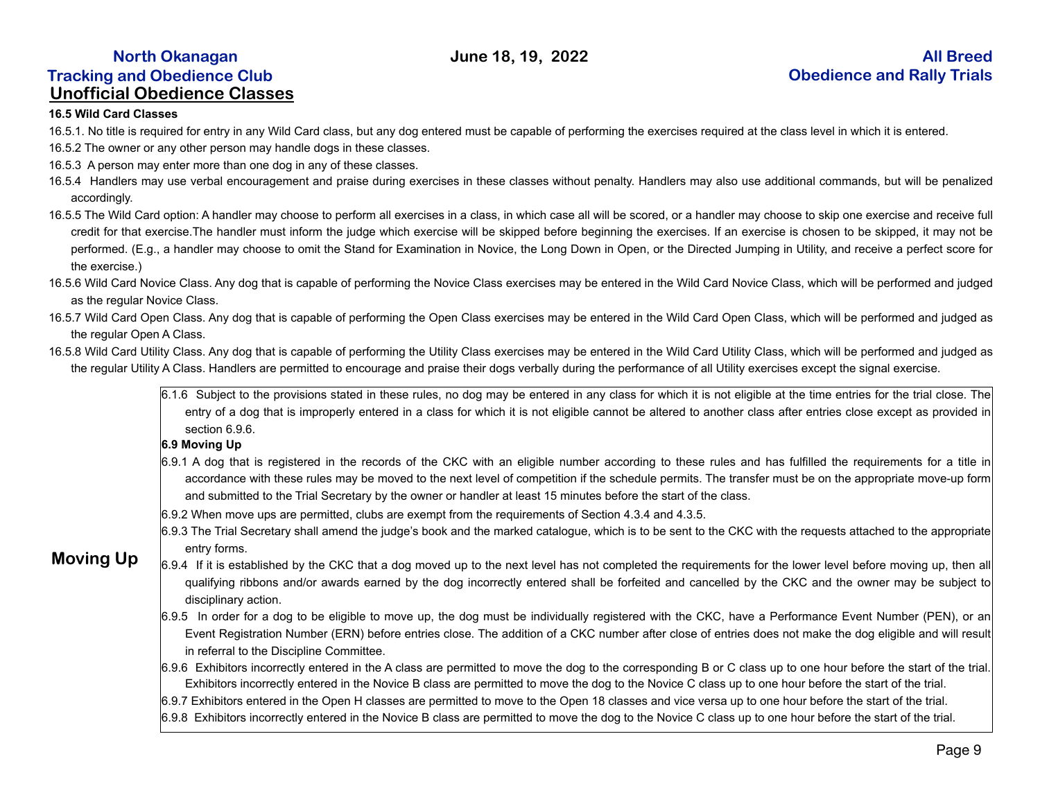## Unofficial Obedience Classes

**16.5 Wild Card Classes**

16.5.1. No title is required for entry in any Wild Card class, but any dog entered must be capable of performing the exercises required at the class level in which it is entered.

16.5.2 The owner or any other person may handle dogs in these classes.

16.5.3 A person may enter more than one dog in any of these classes.

16.5.4 Handlers may use verbal encouragement and praise during exercises in these classes without penalty. Handlers may also use additional commands, but will be penalized accordingly.

16.5.5 The Wild Card option: A handler may choose to perform all exercises in a class, in which case all will be scored, or a handler may choose to skip one exercise and receive full credit for that exercise.The handler must inform the judge which exercise will be skipped before beginning the exercises. If an exercise is chosen to be skipped, it may not be performed. (E.g., a handler may choose to omit the Stand for Examination in Novice, the Long Down in Open, or the Directed Jumping in Utility, and receive a perfect score for the exercise.)

16.5.6 Wild Card Novice Class. Any dog that is capable of performing the Novice Class exercises may be entered in the Wild Card Novice Class, which will be performed and judged as the regular Novice Class.

16.5.7 Wild Card Open Class. Any dog that is capable of performing the Open Class exercises may be entered in the Wild Card Open Class, which will be performed and judged as the regular Open A Class.

16.5.8 Wild Card Utility Class. Any dog that is capable of performing the Utility Class exercises may be entered in the Wild Card Utility Class, which will be performed and judged as the regular Utility A Class. Handlers are permitted to encourage and praise their dogs verbally during the performance of all Utility exercises except the signal exercise.

## Moving Up

6.1.6 Subject to the provisions stated in these rules, no dog may be entered in any class for which it is not eligible at the time entries for the trial close. The entry of a dog that is improperly entered in a class for which it is not eligible cannot be altered to another class after entries close except as provided in section 6.9.6.

**6.9 Moving Up**

6.9.1 A dog that is registered in the records of the CKC with an eligible number according to these rules and has fulfilled the requirements for a title in accordance with these rules may be moved to the next level of competition if the schedule permits. The transfer must be on the appropriate move-up form and submitted to the Trial Secretary by the owner or handler at least 15 minutes before the start of the class.

6.9.2 When move ups are permitted, clubs are exempt from the requirements of Section 4.3.4 and 4.3.5.

6.9.3 The Trial Secretary shall amend the judge's book and the marked catalogue, which is to be sent to the CKC with the requests attached to the appropriate entry forms.

6.9.4 If it is established by the CKC that a dog moved up to the next level has not completed the requirements for the lower level before moving up, then all qualifying ribbons and/or awards earned by the dog incorrectly entered shall be forfeited and cancelled by the CKC and the owner may be subject to disciplinary action.

6.9.5 In order for a dog to be eligible to move up, the dog must be individually registered with the CKC, have a Performance Event Number (PEN), or an Event Registration Number (ERN) before entries close. The addition of a CKC number after close of entries does not make the dog eligible and will result in referral to the Discipline Committee.

6.9.6 Exhibitors incorrectly entered in the A class are permitted to move the dog to the corresponding B or C class up to one hour before the start of the trial. Exhibitors incorrectly entered in the Novice B class are permitted to move the dog to the Novice C class up to one hour before the start of the trial.

6.9.7 Exhibitors entered in the Open H classes are permitted to move to the Open 18 classes and vice versa up to one hour before the start of the trial.

6.9.8 Exhibitors incorrectly entered in the Novice B class are permitted to move the dog to the Novice C class up to one hour before the start of the trial.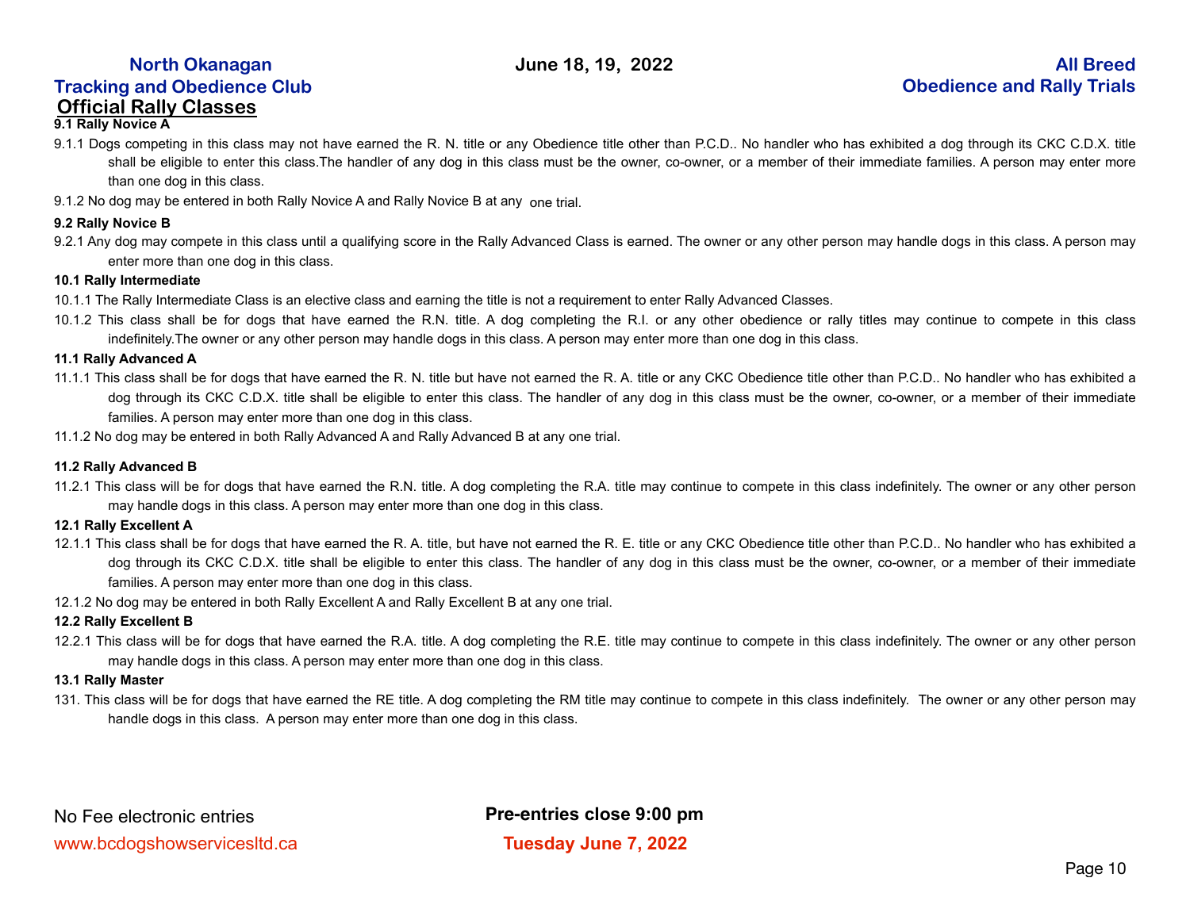## Official Rally Classes

**9.1 Rally Novice A**

9.1.1 Dogs competing in this class may not have earned the R. N. title or any Obedience title other than P.C.D.. No handler who has exhibited a dog through its CKC C.D.X. title shall be eligible to enter this class.The handler of any dog in this class must be the owner, co-owner, or a member of their immediate families. A person may enter more than one dog in this class.

9.1.2 No dog may be entered in both Rally Novice A and Rally Novice B at any one trial.

**9.2 Rally Novice B**

9.2.1 Any dog may compete in this class until a qualifying score in the Rally Advanced Class is earned. The owner or any other person may handle dogs in this class. A person may enter more than one dog in this class.

**10.1 Rally Intermediate**

10.1.1 The Rally Intermediate Class is an elective class and earning the title is not a requirement to enter Rally Advanced Classes.

10.1.2 This class shall be for dogs that have earned the R.N. title. A dog completing the R.I. or any other obedience or rally titles may continue to compete in this class indefinitely.The owner or any other person may handle dogs in this class. A person may enter more than one dog in this class.

**11.1 Rally Advanced A**

11.1.1 This class shall be for dogs that have earned the R. N. title but have not earned the R. A. title or any CKC Obedience title other than P.C.D.. No handler who has exhibited a dog through its CKC C.D.X. title shall be eligible to enter this class. The handler of any dog in this class must be the owner, co-owner, or a member of their immediate families. A person may enter more than one dog in this class.

11.1.2 No dog may be entered in both Rally Advanced A and Rally Advanced B at any one trial.

**11.2 Rally Advanced B**

11.2.1 This class will be for dogs that have earned the R.N. title. A dog completing the R.A. title may continue to compete in this class indefinitely. The owner or any other person may handle dogs in this class. A person may enter more than one dog in this class.

**12.1 Rally Excellent A**

12.1.1 This class shall be for dogs that have earned the R. A. title, but have not earned the R. E. title or any CKC Obedience title other than P.C.D.. No handler who has exhibited a dog through its CKC C.D.X. title shall be eligible to enter this class. The handler of any dog in this class must be the owner, co-owner, or a member of their immediate families. A person may enter more than one dog in this class.

12.1.2 No dog may be entered in both Rally Excellent A and Rally Excellent B at any one trial.

**12.2 Rally Excellent B**

12.2.1 This class will be for dogs that have earned the R.A. title. A dog completing the R.E. title may continue to compete in this class indefinitely. The owner or any other person may handle dogs in this class. A person may enter more than one dog in this class.

**13.1 Rally Master**

131. This class will be for dogs that have earned the RE title. A dog completing the RM title may continue to compete in this class indefinitely. The owner or any other person may handle dogs in this class. A person may enter more than one dog in this class.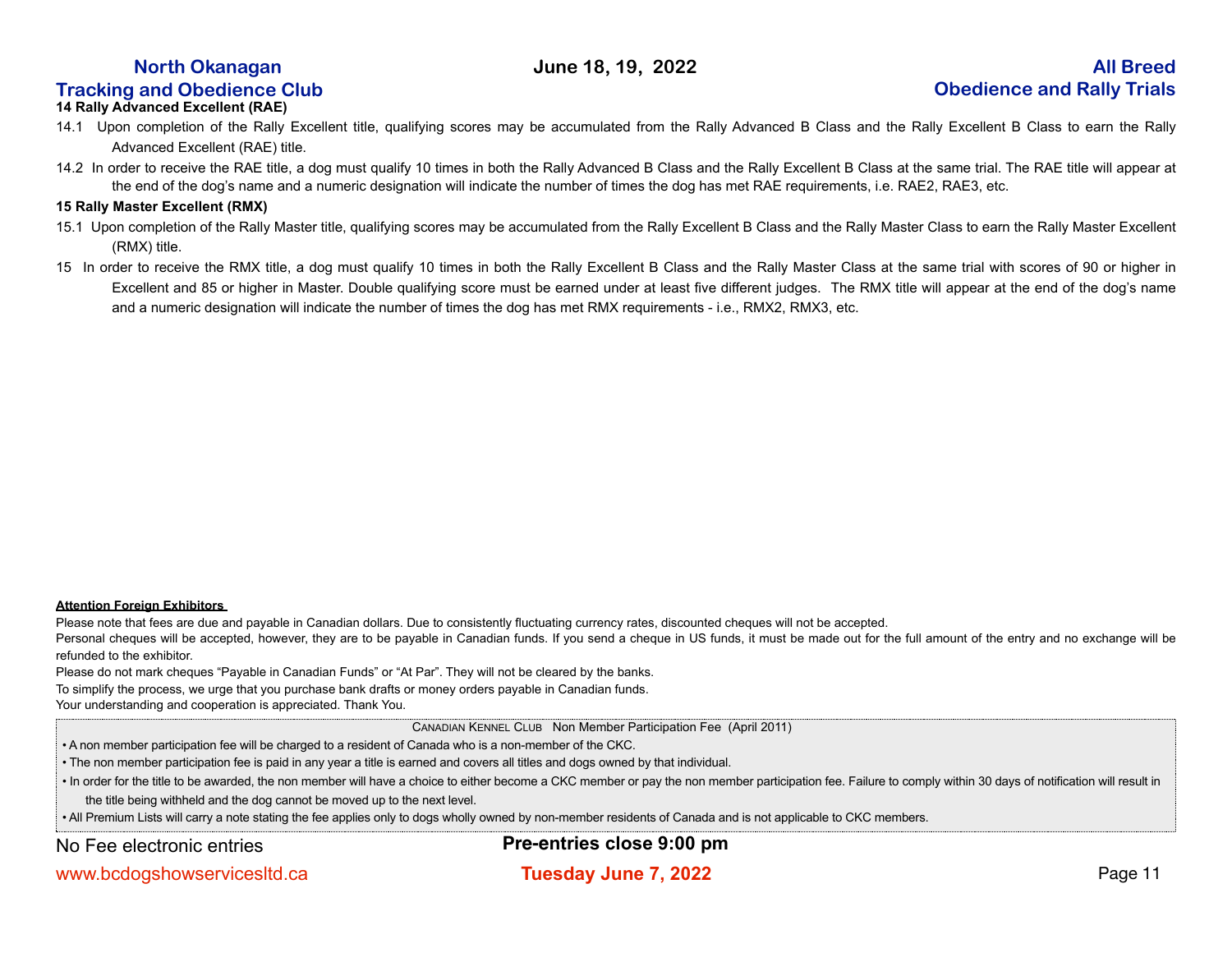**14 Rally Advanced Excellent (RAE)**

14.1 Upon completion of the Rally Excellent title, qualifying scores may be accumulated from the Rally Advanced B Class and the Rally Excellent B Class to earn the Rally Advanced Excellent (RAE) title.

14.2 In order to receive the RAE title, a dog must qualify 10 times in both the Rally Advanced B Class and the Rally Excellent B Class at the same trial. The RAE title will appear at the end of the dog's name and a numeric designation will indicate the number of times the dog has met RAE requirements, i.e. RAE2, RAE3, etc.

**15 Rally Master Excellent (RMX)**

15.1 Upon completion of the Rally Master title, qualifying scores may be accumulated from the Rally Excellent B Class and the Rally Master Class to earn the Rally Master Excellent (RMX) title.

15 In order to receive the RMX title, a dog must qualify 10 times in both the Rally Excellent B Class and the Rally Master Class at the same trial with scores of 90 or higher in Excellent and 85 or higher in Master. Double qualifying score must be earned under at least five different judges. The RMX title will appear at the end of the dog's name and a numeric designation will indicate the number of times the dog has met RMX requirements - i.e., RMX2, RMX3, etc.

**Attention Foreign Exhibitors**

Please note that fees are due and payable in Canadian dollars. Due to consistently fluctuating currency rates, discounted cheques will not be accepted.

Personal cheques will be accepted, however, they are to be payable in Canadian funds. If you send a cheque in US funds, it must be made out for the full amount of the entry and no exchange will be refunded to the exhibitor.

Please do not mark cheques "Payable in Canadian Funds" or "At Par". They will not be cleared by the banks.

To simplify the process, we urge that you purchase bank drafts or money orders payable in Canadian funds.

Your understanding and cooperation is appreciated. Thank You.

CANADIAN KENNEL CLUB Non Member Participation Fee (April 2011)

- A non member participation fee will be charged to a resident of Canada who is a non-member of the CKC.
- The non member participation fee is paid in any year a title is earned and covers all titles and dogs owned by that individual.
- In order for the title to be awarded, the non member will have a choice to either become a CKC member or pay the non member participation fee. Failure to comply within 30 days of notification will result in the title being withheld and the dog cannot be moved up to the next level.
- All Premium Lists will carry a note stating the fee applies only to dogs wholly owned by non-member residents of Canada and is not applicable to CKC members.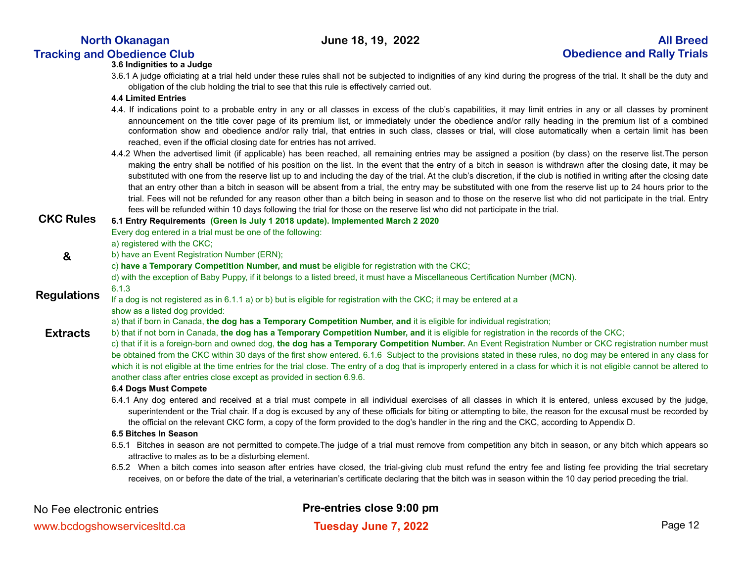**CKC Rules & Regulations Extracts**

### 3.6 Indignities to a Judge

3.6.1 A judge officiating at a trial held under these rules shall not be subjected to indignities of any kind during the progress of the trial. It shall be the duty and obligation of the club holding the trial to see that this rule is effectively carried out.

### 4.4 Limited Entries

4.4. If indications point to a probable entry in any or all classes in excess of the club's capabilities, it may limit entries in any or all classes by prominent announcement on the title cover page of its premium list, or immediately under the obedience and/or rally heading in the premium list of a combined conformation show and obedience and/or rally trial, that entries in such class, classes or trial, will close automatically when a certain limit has been reached, even if the official closing date for entries has not arrived.

4.4.2 When the advertised limit (if applicable) has been reached, all remaining entries may be assigned a position (by class) on the reserve list.The person making the entry shall be notified of his position on the list. In the event that the entry of a bitch in season is withdrawn after the closing date, it may be substituted with one from the reserve list up to and including the day of the trial. At the club's discretion, if the club is notified in writing after the closing date that an entry other than a bitch in season will be absent from a trial, the entry may be substituted with one from the reserve list up to 24 hours prior to the trial. Fees will not be refunded for any reason other than a bitch being in season and to those on the reserve list who did not participate in the trial. Entry fees will be refunded within 10 days following the trial for those on the reserve list who did not participate in the trial.

### 6.1 Entry Requirements **(Green is July 1 2018 update). Implemented March 2 2020**

Every dog entered in a trial must be one of the following:

a) registered with the CKC;

b) have an Event Registration Number (ERN);

c) **have a Temporary Competition Number, and must** be eligible for registration with the CKC;

d) with the exception of Baby Puppy, if it belongs to a listed breed, it must have a Miscellaneous Certification Number (MCN).

6.1.3

If a dog is not registered as in 6.1.1 a) or b) but is eligible for registration with the CKC; it may be entered at a show as a listed dog provided:

a) that if born in Canada, **the dog has a Temporary Competition Number, and** it is eligible for individual registration;

b) that if not born in Canada, **the dog has a Temporary Competition Number, and** it is eligible for registration in the records of the CKC;

c) that if it is a foreign-born and owned dog, **the dog has a Temporary Competition Number.** An Event Registration Number or CKC registration number must be obtained from the CKC within 30 days of the first show entered. 6.1.6 Subject to the provisions stated in these rules, no dog may be entered in any class for which it is not eligible at the time entries for the trial close. The entry of a dog that is improperly entered in a class for which it is not eligible cannot be altered to another class after entries close except as provided in section 6.9.6.

### 6.4 Dogs Must Compete

6.4.1 Any dog entered and received at a trial must compete in all individual exercises of all classes in which it is entered, unless excused by the judge, superintendent or the Trial chair. If a dog is excused by any of these officials for biting or attempting to bite, the reason for the excusal must be recorded by the official on the relevant CKC form, a copy of the form provided to the dog's handler in the ring and the CKC, according to Appendix D.

### 6.5 Bitches In Season

6.5.1 Bitches in season are not permitted to compete.The judge of a trial must remove from competition any bitch in season, or any bitch which appears so attractive to males as to be a disturbing element.

6.5.2 When a bitch comes into season after entries have closed, the trial-giving club must refund the entry fee and listing fee providing the trial secretary receives, on or before the date of the trial, a veterinarian's certificate declaring that the bitch was in season within the 10 day period preceding the trial.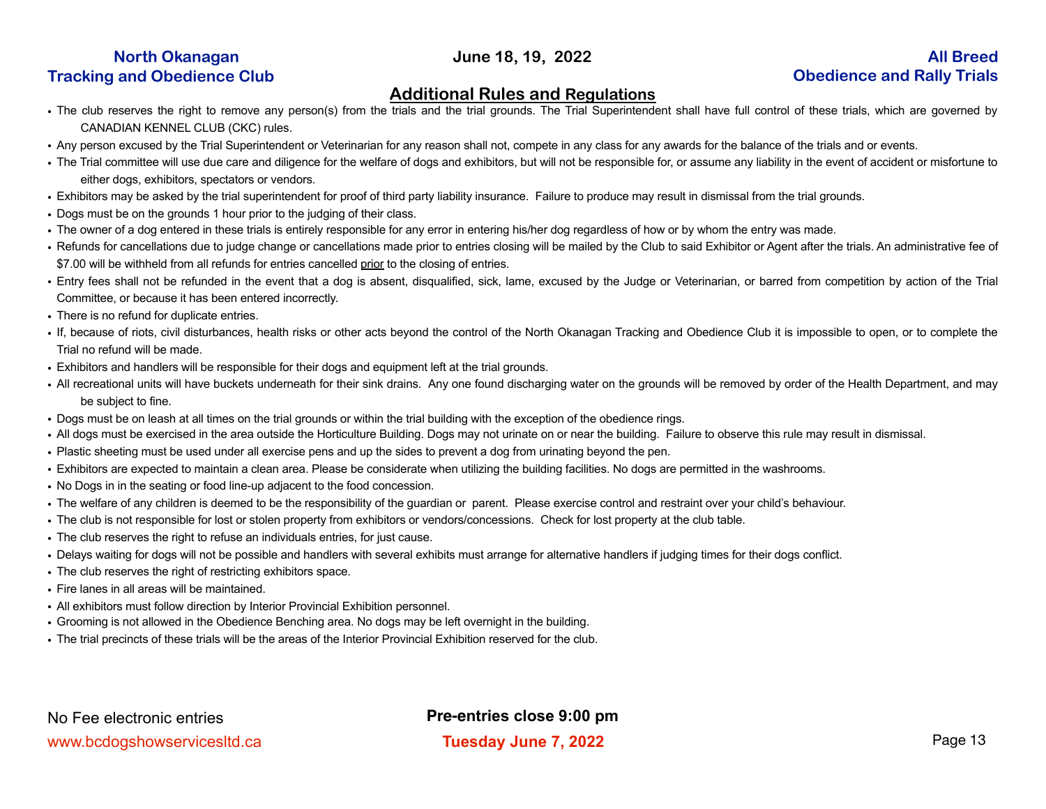## Additional Rules and Regulations

- The club reserves the right to remove any person(s) from the trials and the trial grounds. The Trial Superintendent shall have full control of these trials, which are governed by CANADIAN KENNEL CLUB (CKC) rules.
- Any person excused by the Trial Superintendent or Veterinarian for any reason shall not, compete in any class for any awards for the balance of the trials and or events.
- The Trial committee will use due care and diligence for the welfare of dogs and exhibitors, but will not be responsible for, or assume any liability in the event of accident or misfortune to either dogs, exhibitors, spectators or vendors.
- Exhibitors may be asked by the trial superintendent for proof of third party liability insurance. Failure to produce may result in dismissal from the trial grounds.
- Dogs must be on the grounds 1 hour prior to the judging of their class.
- The owner of a dog entered in these trials is entirely responsible for any error in entering his/her dog regardless of how or by whom the entry was made.
- Refunds for cancellations due to judge change or cancellations made prior to entries closing will be mailed by the Club to said Exhibitor or Agent after the trials. An administrative fee of $7.00 will be withheld from all refunds for entries cancelled prior to the closing of entries.
- Entry fees shall not be refunded in the event that a dog is absent, disqualified, sick, lame, excused by the Judge or Veterinarian, or barred from competition by action of the Trial Committee, or because it has been entered incorrectly.
- There is no refund for duplicate entries.
- If, because of riots, civil disturbances, health risks or other acts beyond the control of the North Okanagan Tracking and Obedience Club it is impossible to open, or to complete the Trial no refund will be made.
- Exhibitors and handlers will be responsible for their dogs and equipment left at the trial grounds.
- All recreational units will have buckets underneath for their sink drains. Any one found discharging water on the grounds will be removed by order of the Health Department, and may be subject to fine.
- Dogs must be on leash at all times on the trial grounds or within the trial building with the exception of the obedience rings.
- All dogs must be exercised in the area outside the Horticulture Building. Dogs may not urinate on or near the building. Failure to observe this rule may result in dismissal.
- Plastic sheeting must be used under all exercise pens and up the sides to prevent a dog from urinating beyond the pen.
- Exhibitors are expected to maintain a clean area. Please be considerate when utilizing the building facilities. No dogs are permitted in the washrooms.
- No Dogs in in the seating or food line-up adjacent to the food concession.
- The welfare of any children is deemed to be the responsibility of the guardian or parent. Please exercise control and restraint over your child's behaviour.
- The club is not responsible for lost or stolen property from exhibitors or vendors/concessions. Check for lost property at the club table.
- The club reserves the right to refuse an individuals entries, for just cause.
- Delays waiting for dogs will not be possible and handlers with several exhibits must arrange for alternative handlers if judging times for their dogs conflict.
- The club reserves the right of restricting exhibitors space.
- Fire lanes in all areas will be maintained.
- All exhibitors must follow direction by Interior Provincial Exhibition personnel.
- Grooming is not allowed in the Obedience Benching area. No dogs may be left overnight in the building.
- The trial precincts of these trials will be the areas of the Interior Provincial Exhibition reserved for the club.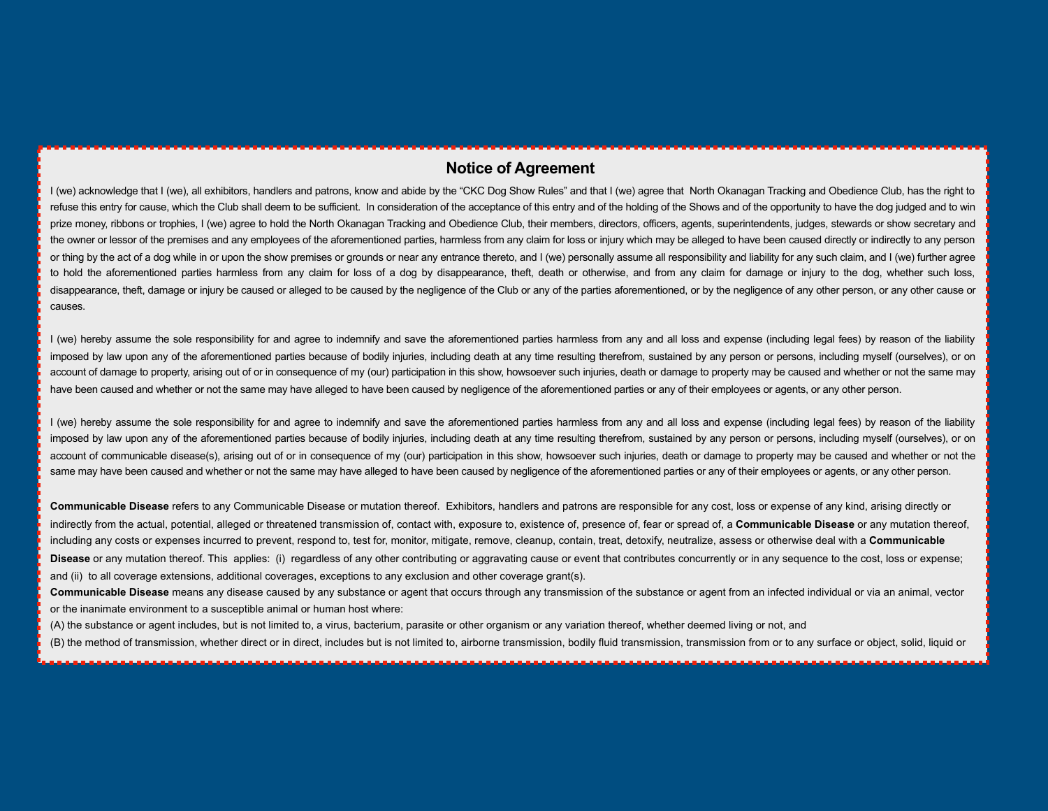## Notice of Agreement

I (we) acknowledge that I (we), all exhibitors, handlers and patrons, know and abide by the "CKC Dog Show Rules" and that I (we) agree that North Okanagan Tracking and Obedience Club, has the right to refuse this entry for cause, which the Club shall deem to be sufficient. In consideration of the acceptance of this entry and of the holding of the Shows and of the opportunity to have the dog judged and to win prize money, ribbons or trophies, I (we) agree to hold the North Okanagan Tracking and Obedience Club, their members, directors, officers, agents, superintendents, judges, stewards or show secretary and the owner or lessor of the premises and any employees of the aforementioned parties, harmless from any claim for loss or injury which may be alleged to have been caused directly or indirectly to any person or thing by the act of a dog while in or upon the show premises or grounds or near any entrance thereto, and I (we) personally assume all responsibility and liability for any such claim, and I (we) further agree to hold the aforementioned parties harmless from any claim for loss of a dog by disappearance, theft, death or otherwise, and from any claim for damage or injury to the dog, whether such loss, disappearance, theft, damage or injury be caused or alleged to be caused by the negligence of the Club or any of the parties aforementioned, or by the negligence of any other person, or any other cause or causes.

I (we) hereby assume the sole responsibility for and agree to indemnify and save the aforementioned parties harmless from any and all loss and expense (including legal fees) by reason of the liability imposed by law upon any of the aforementioned parties because of bodily injuries, including death at any time resulting therefrom, sustained by any person or persons, including myself (ourselves), or on account of damage to property, arising out of or in consequence of my (our) participation in this show, howsoever such injuries, death or damage to property may be caused and whether or not the same may have been caused and whether or not the same may have alleged to have been caused by negligence of the aforementioned parties or any of their employees or agents, or any other person.

I (we) hereby assume the sole responsibility for and agree to indemnify and save the aforementioned parties harmless from any and all loss and expense (including legal fees) by reason of the liability imposed by law upon any of the aforementioned parties because of bodily injuries, including death at any time resulting therefrom, sustained by any person or persons, including myself (ourselves), or on account of communicable disease(s), arising out of or in consequence of my (our) participation in this show, howsoever such injuries, death or damage to property may be caused and whether or not the same may have been caused and whether or not the same may have alleged to have been caused by negligence of the aforementioned parties or any of their employees or agents, or any other person.

**Communicable Disease** refers to any Communicable Disease or mutation thereof. Exhibitors, handlers and patrons are responsible for any cost, loss or expense of any kind, arising directly or indirectly from the actual, potential, alleged or threatened transmission of, contact with, exposure to, existence of, presence of, fear or spread of, a **Communicable Disease** or any mutation thereof, including any costs or expenses incurred to prevent, respond to, test for, monitor, mitigate, remove, cleanup, contain, treat, detoxify, neutralize, assess or otherwise deal with a **Communicable Disease** or any mutation thereof. This applies: (i) regardless of any other contributing or aggravating cause or event that contributes concurrently or in any sequence to the cost, loss or expense; and (ii) to all coverage extensions, additional coverages, exceptions to any exclusion and other coverage grant(s).

**Communicable Disease** means any disease caused by any substance or agent that occurs through any transmission of the substance or agent from an infected individual or via an animal, vector or the inanimate environment to a susceptible animal or human host where:

(A) the substance or agent includes, but is not limited to, a virus, bacterium, parasite or other organism or any variation thereof, whether deemed living or not, and

(B) the method of transmission, whether direct or in direct, includes but is not limited to, airborne transmission, bodily fluid transmission, transmission from or to any surface or object, solid, liquid or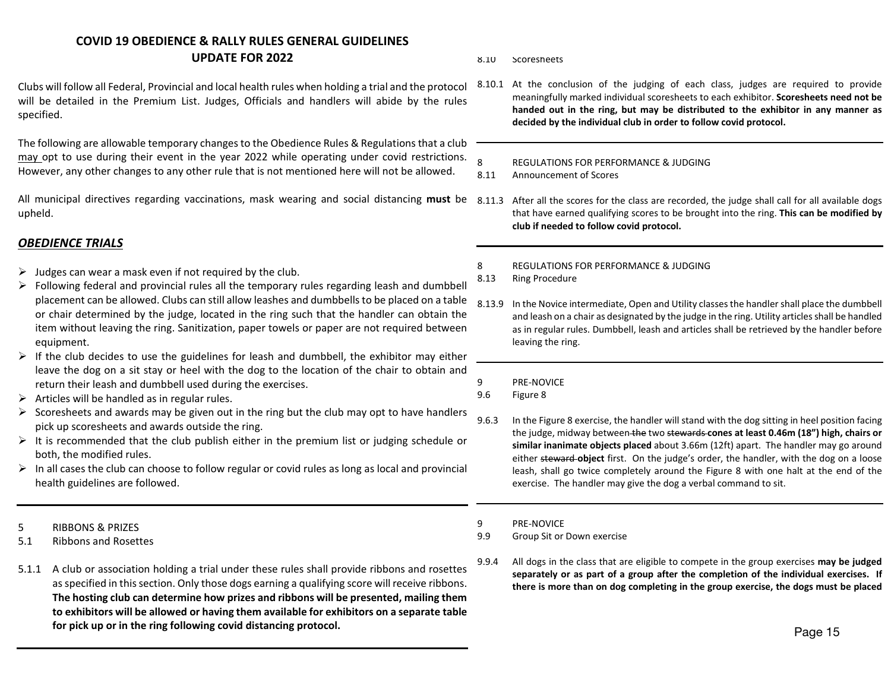## COVID 19 OBEDIENCE & RALLY RULES GENERAL GUIDELINES
## UPDATE FOR 2022

Clubs will follow all Federal, Provincial and local health rules when holding a trial and the protocol will be detailed in the Premium List. Judges, Officials and handlers will abide by the rules specified.

The following are allowable temporary changes to the Obedience Rules & Regulations that a club may opt to use during their event in the year 2022 while operating under covid restrictions. However, any other changes to any other rule that is not mentioned here will not be allowed.

All municipal directives regarding vaccinations, mask wearing and social distancing **must** be upheld.

### *OBEDIENCE TRIALS*

- Judges can wear a mask even if not required by the club.
- Following federal and provincial rules all the temporary rules regarding leash and dumbbell placement can be allowed. Clubs can still allow leashes and dumbbells to be placed on a table or chair determined by the judge, located in the ring such that the handler can obtain the item without leaving the ring. Sanitization, paper towels or paper are not required between equipment.
- If the club decides to use the guidelines for leash and dumbbell, the exhibitor may either leave the dog on a sit stay or heel with the dog to the location of the chair to obtain and return their leash and dumbbell used during the exercises.
- Articles will be handled as in regular rules.
- Scoresheets and awards may be given out in the ring but the club may opt to have handlers pick up scoresheets and awards outside the ring.
- It is recommended that the club publish either in the premium list or judging schedule or both, the modified rules.
- In all cases the club can choose to follow regular or covid rules as long as local and provincial health guidelines are followed.

---

5 RIBBONS & PRIZES
5.1 Ribbons and Rosettes

5.1.1 A club or association holding a trial under these rules shall provide ribbons and rosettes as specified in this section. Only those dogs earning a qualifying score will receive ribbons. **The hosting club can determine how prizes and ribbons will be presented, mailing them to exhibitors will be allowed or having them available for exhibitors on a separate table for pick up or in the ring following covid distancing protocol.**

---

8.10 Scoresheets

8.10.1 At the conclusion of the judging of each class, judges are required to provide meaningfully marked individual scoresheets to each exhibitor. **Scoresheets need not be handed out in the ring, but may be distributed to the exhibitor in any manner as decided by the individual club in order to follow covid protocol.**

---

8 REGULATIONS FOR PERFORMANCE & JUDGING
8.11 Announcement of Scores

8.11.3 After all the scores for the class are recorded, the judge shall call for all available dogs that have earned qualifying scores to be brought into the ring. **This can be modified by club if needed to follow covid protocol.**

---

8 REGULATIONS FOR PERFORMANCE & JUDGING
8.13 Ring Procedure

8.13.9 In the Novice intermediate, Open and Utility classes the handler shall place the dumbbell and leash on a chair as designated by the judge in the ring. Utility articles shall be handled as in regular rules. Dumbbell, leash and articles shall be retrieved by the handler before leaving the ring.

---

9 PRE-NOVICE
9.6 Figure 8

9.6.3 In the Figure 8 exercise, the handler will stand with the dog sitting in heel position facing the judge, midway between ~~the~~ two ~~stewards~~ **cones at least 0.46m (18") high, chairs or similar inanimate objects placed** about 3.66m (12ft) apart. The handler may go around either ~~steward~~ **object** first. On the judge's order, the handler, with the dog on a loose leash, shall go twice completely around the Figure 8 with one halt at the end of the exercise. The handler may give the dog a verbal command to sit.

---

9 PRE-NOVICE
9.9 Group Sit or Down exercise

9.9.4 All dogs in the class that are eligible to compete in the group exercises **may be judged separately or as part of a group after the completion of the individual exercises. If there is more than on dog completing in the group exercise, the dogs must be placed**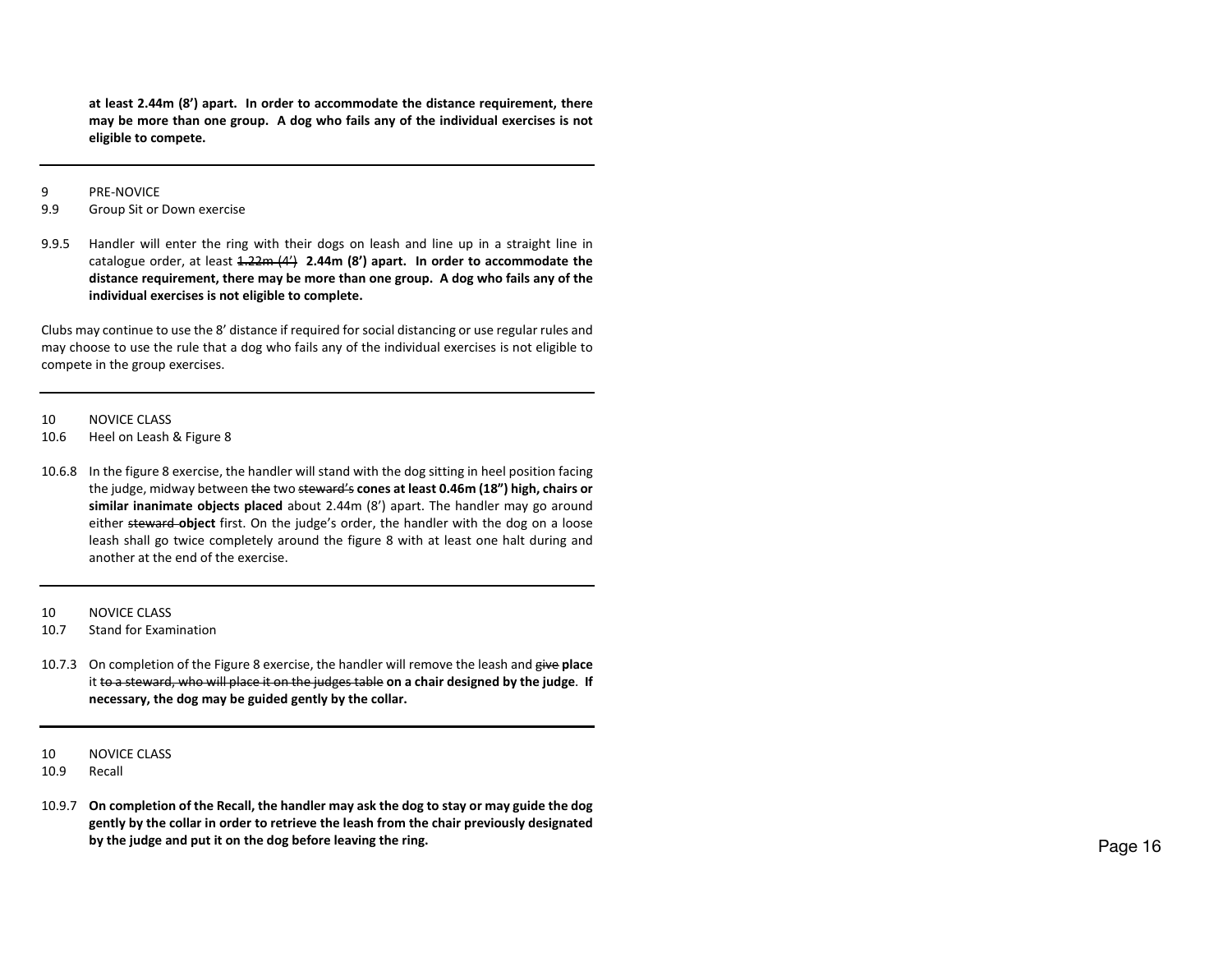**at least 2.44m (8') apart. In order to accommodate the distance requirement, there may be more than one group. A dog who fails any of the individual exercises is not eligible to compete.**

---

9 PRE-NOVICE

9.9 Group Sit or Down exercise

9.9.5 Handler will enter the ring with their dogs on leash and line up in a straight line in catalogue order, at least ~~1.22m (4')~~ **2.44m (8') apart. In order to accommodate the distance requirement, there may be more than one group. A dog who fails any of the individual exercises is not eligible to complete.**

Clubs may continue to use the 8' distance if required for social distancing or use regular rules and may choose to use the rule that a dog who fails any of the individual exercises is not eligible to compete in the group exercises.

---

10 NOVICE CLASS

10.6 Heel on Leash & Figure 8

10.6.8 In the figure 8 exercise, the handler will stand with the dog sitting in heel position facing the judge, midway between ~~the~~ two ~~steward's~~ **cones at least 0.46m (18") high, chairs or similar inanimate objects placed** about 2.44m (8') apart. The handler may go around either ~~steward~~ **object** first. On the judge's order, the handler with the dog on a loose leash shall go twice completely around the figure 8 with at least one halt during and another at the end of the exercise.

---

10 NOVICE CLASS

10.7 Stand for Examination

10.7.3 On completion of the Figure 8 exercise, the handler will remove the leash and ~~give~~ **place** it ~~to a steward, who will place it on the judges table~~ **on a chair designed by the judge**. **If necessary, the dog may be guided gently by the collar.**

---

10 NOVICE CLASS

10.9 Recall

10.9.7 **On completion of the Recall, the handler may ask the dog to stay or may guide the dog gently by the collar in order to retrieve the leash from the chair previously designated by the judge and put it on the dog before leaving the ring.**